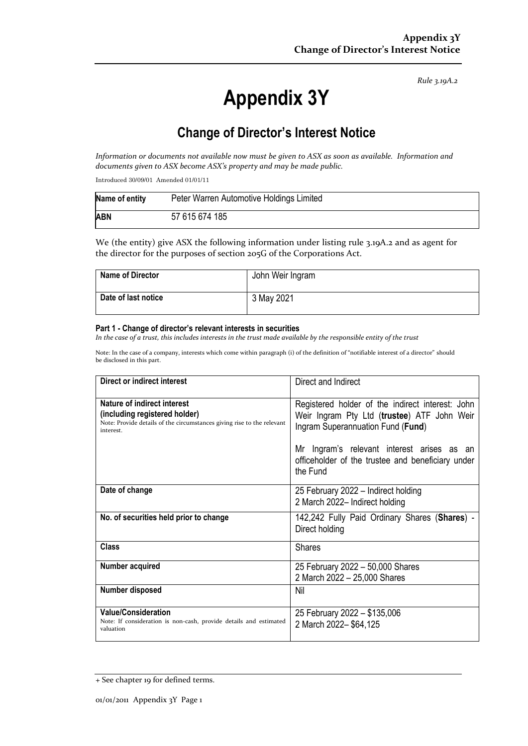*Rule 3.19A.2*

# Appendix 3Y

## Change of Director's Interest Notice

*Information or documents not available now must be given to ASX as soon as available. Information and documents given to ASX become ASX's property and may be made public.*

Introduced 30/09/01 Amended 01/01/11

| **Name of entity** | Peter Warren Automotive Holdings Limited |
|---|---|
| **ABN** | 57 615 674 185 |

We (the entity) give ASX the following information under listing rule 3.19A.2 and as agent for the director for the purposes of section 205G of the Corporations Act.

| **Name of Director** | John Weir Ingram |
|---|---|
| **Date of last notice** | 3 May 2021 |

#### Part 1 - Change of director's relevant interests in securities

*In the case of a trust, this includes interests in the trust made available by the responsible entity of the trust*

Note: In the case of a company, interests which come within paragraph (i) of the definition of "notifiable interest of a director" should be disclosed in this part.

| **Direct or indirect interest** | Direct and Indirect |
|---|---|
| **Nature of indirect interest (including registered holder)**<br>Note: Provide details of the circumstances giving rise to the relevant interest. | Registered holder of the indirect interest: John Weir Ingram Pty Ltd (**trustee**) ATF John Weir Ingram Superannuation Fund (**Fund**)<br><br>Mr Ingram's relevant interest arises as an officeholder of the trustee and beneficiary under the Fund |
| **Date of change** | 25 February 2022 – Indirect holding<br>2 March 2022– Indirect holding |
| **No. of securities held prior to change** | 142,242 Fully Paid Ordinary Shares (**Shares**) - Direct holding |
| **Class** | Shares |
| **Number acquired** | 25 February 2022 – 50,000 Shares<br>2 March 2022 – 25,000 Shares |
| **Number disposed** | Nil |
| **Value/Consideration**<br>Note: If consideration is non-cash, provide details and estimated valuation | 25 February 2022 – $135,006<br>2 March 2022– $64,125 |

+ See chapter 19 for defined terms.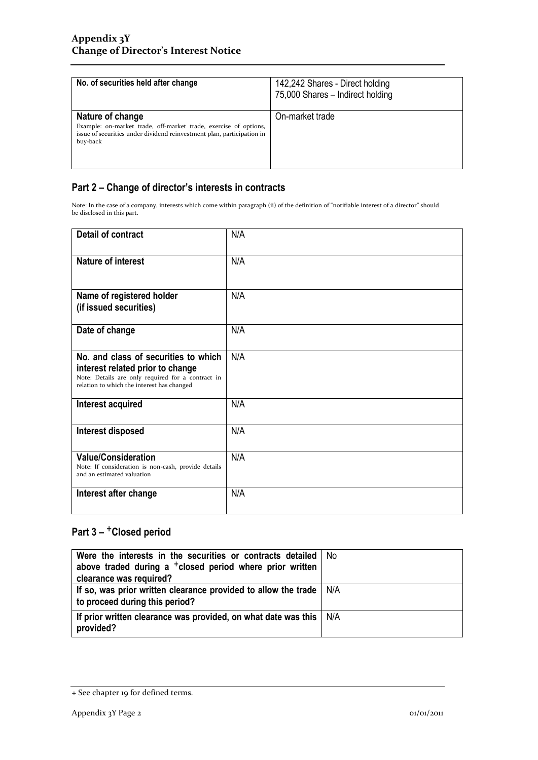| | |
|---|---|
| **No. of securities held after change** | 142,242 Shares - Direct holding<br>75,000 Shares – Indirect holding |
| **Nature of change**<br>Example: on-market trade, off-market trade, exercise of options, issue of securities under dividend reinvestment plan, participation in buy-back | On-market trade |

## Part 2 – Change of director's interests in contracts

Note: In the case of a company, interests which come within paragraph (ii) of the definition of "notifiable interest of a director" should be disclosed in this part.

| | |
|---|---|
| **Detail of contract** | N/A |
| **Nature of interest** | N/A |
| **Name of registered holder (if issued securities)** | N/A |
| **Date of change** | N/A |
| **No. and class of securities to which interest related prior to change**<br>Note: Details are only required for a contract in relation to which the interest has changed | N/A |
| **Interest acquired** | N/A |
| **Interest disposed** | N/A |
| **Value/Consideration**<br>Note: If consideration is non-cash, provide details and an estimated valuation | N/A |
| **Interest after change** | N/A |

## Part 3 – +Closed period

| | |
|---|---|
| **Were the interests in the securities or contracts detailed above traded during a +closed period where prior written clearance was required?** | No |
| **If so, was prior written clearance provided to allow the trade to proceed during this period?** | N/A |
| **If prior written clearance was provided, on what date was this provided?** | N/A |

+ See chapter 19 for defined terms.